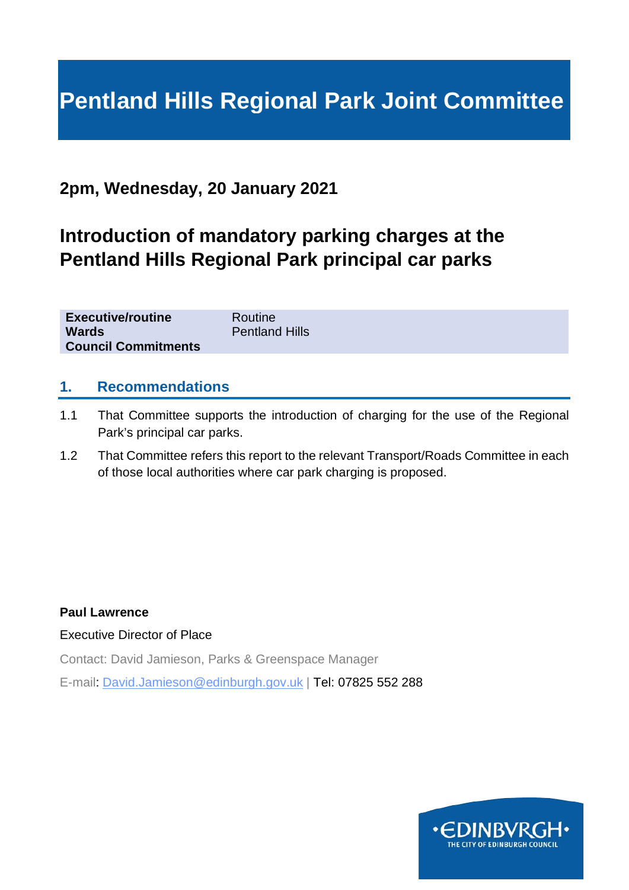# Pentland Hills Regional Park Joint Committee

## 2pm, Wednesday, 20 January 2021

## Introduction of mandatory parking charges at the Pentland Hills Regional Park principal car parks

| | |
|---|---|
| **Executive/routine** | Routine |
| **Wards** | Pentland Hills |
| **Council Commitments** | |

## 1. Recommendations

1.1 That Committee supports the introduction of charging for the use of the Regional Park's principal car parks.

1.2 That Committee refers this report to the relevant Transport/Roads Committee in each of those local authorities where car park charging is proposed.

**Paul Lawrence**

Executive Director of Place

Contact: David Jamieson, Parks & Greenspace Manager

E-mail: David.Jamieson@edinburgh.gov.uk | Tel: 07825 552 288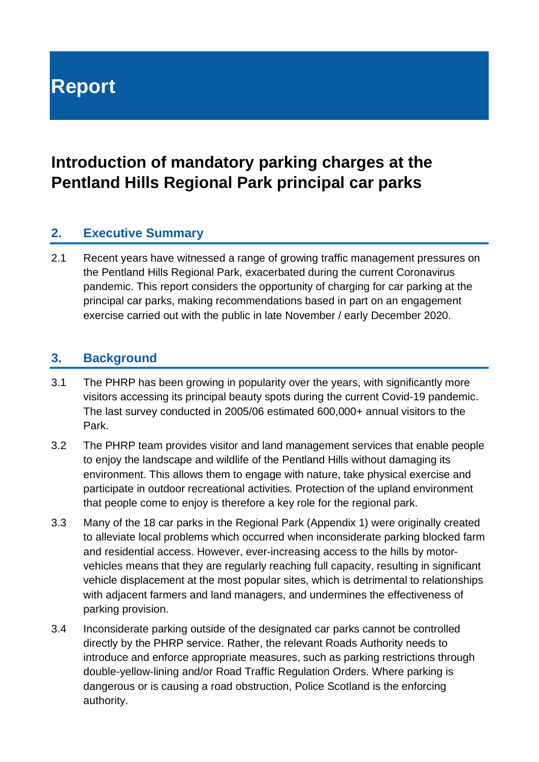# Report

## Introduction of mandatory parking charges at the Pentland Hills Regional Park principal car parks

### 2. Executive Summary

2.1 Recent years have witnessed a range of growing traffic management pressures on the Pentland Hills Regional Park, exacerbated during the current Coronavirus pandemic. This report considers the opportunity of charging for car parking at the principal car parks, making recommendations based in part on an engagement exercise carried out with the public in late November / early December 2020.

### 3. Background

3.1 The PHRP has been growing in popularity over the years, with significantly more visitors accessing its principal beauty spots during the current Covid-19 pandemic. The last survey conducted in 2005/06 estimated 600,000+ annual visitors to the Park.

3.2 The PHRP team provides visitor and land management services that enable people to enjoy the landscape and wildlife of the Pentland Hills without damaging its environment. This allows them to engage with nature, take physical exercise and participate in outdoor recreational activities. Protection of the upland environment that people come to enjoy is therefore a key role for the regional park.

3.3 Many of the 18 car parks in the Regional Park (Appendix 1) were originally created to alleviate local problems which occurred when inconsiderate parking blocked farm and residential access. However, ever-increasing access to the hills by motor-vehicles means that they are regularly reaching full capacity, resulting in significant vehicle displacement at the most popular sites, which is detrimental to relationships with adjacent farmers and land managers, and undermines the effectiveness of parking provision.

3.4 Inconsiderate parking outside of the designated car parks cannot be controlled directly by the PHRP service. Rather, the relevant Roads Authority needs to introduce and enforce appropriate measures, such as parking restrictions through double-yellow-lining and/or Road Traffic Regulation Orders. Where parking is dangerous or is causing a road obstruction, Police Scotland is the enforcing authority.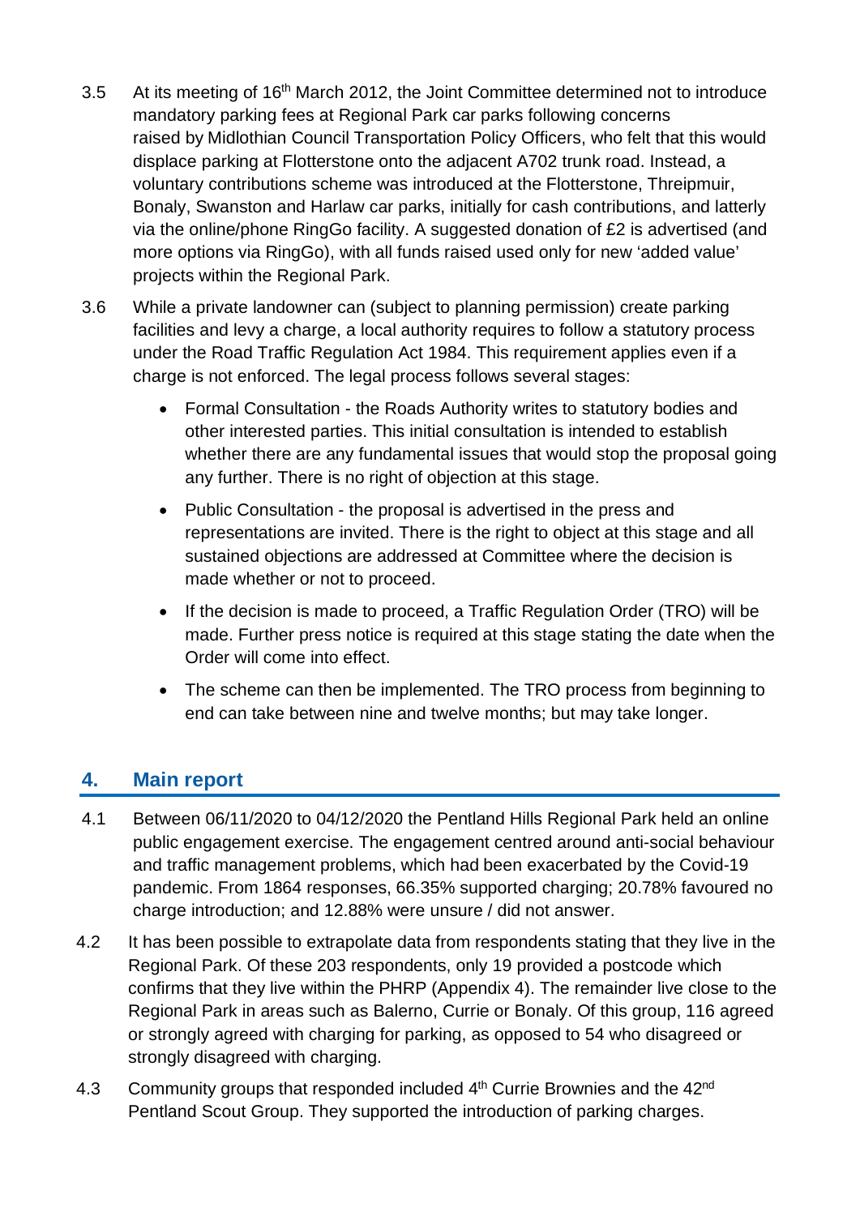3.5 At its meeting of 16th March 2012, the Joint Committee determined not to introduce mandatory parking fees at Regional Park car parks following concerns raised by Midlothian Council Transportation Policy Officers, who felt that this would displace parking at Flotterstone onto the adjacent A702 trunk road. Instead, a voluntary contributions scheme was introduced at the Flotterstone, Threipmuir, Bonaly, Swanston and Harlaw car parks, initially for cash contributions, and latterly via the online/phone RingGo facility. A suggested donation of £2 is advertised (and more options via RingGo), with all funds raised used only for new 'added value' projects within the Regional Park.

3.6 While a private landowner can (subject to planning permission) create parking facilities and levy a charge, a local authority requires to follow a statutory process under the Road Traffic Regulation Act 1984. This requirement applies even if a charge is not enforced. The legal process follows several stages:

- Formal Consultation - the Roads Authority writes to statutory bodies and other interested parties. This initial consultation is intended to establish whether there are any fundamental issues that would stop the proposal going any further. There is no right of objection at this stage.
- Public Consultation - the proposal is advertised in the press and representations are invited. There is the right to object at this stage and all sustained objections are addressed at Committee where the decision is made whether or not to proceed.
- If the decision is made to proceed, a Traffic Regulation Order (TRO) will be made. Further press notice is required at this stage stating the date when the Order will come into effect.
- The scheme can then be implemented. The TRO process from beginning to end can take between nine and twelve months; but may take longer.

## 4. Main report

4.1 Between 06/11/2020 to 04/12/2020 the Pentland Hills Regional Park held an online public engagement exercise. The engagement centred around anti-social behaviour and traffic management problems, which had been exacerbated by the Covid-19 pandemic. From 1864 responses, 66.35% supported charging; 20.78% favoured no charge introduction; and 12.88% were unsure / did not answer.

4.2 It has been possible to extrapolate data from respondents stating that they live in the Regional Park. Of these 203 respondents, only 19 provided a postcode which confirms that they live within the PHRP (Appendix 4). The remainder live close to the Regional Park in areas such as Balerno, Currie or Bonaly. Of this group, 116 agreed or strongly agreed with charging for parking, as opposed to 54 who disagreed or strongly disagreed with charging.

4.3 Community groups that responded included 4th Currie Brownies and the 42nd Pentland Scout Group. They supported the introduction of parking charges.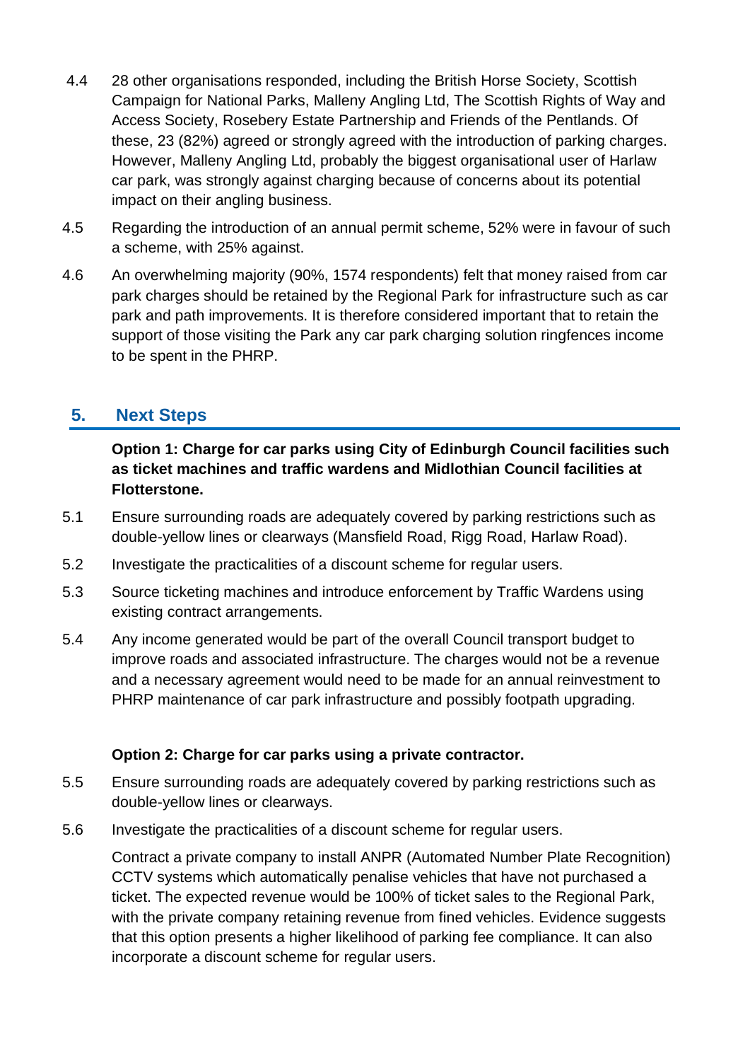4.4 28 other organisations responded, including the British Horse Society, Scottish Campaign for National Parks, Malleny Angling Ltd, The Scottish Rights of Way and Access Society, Rosebery Estate Partnership and Friends of the Pentlands. Of these, 23 (82%) agreed or strongly agreed with the introduction of parking charges. However, Malleny Angling Ltd, probably the biggest organisational user of Harlaw car park, was strongly against charging because of concerns about its potential impact on their angling business.

4.5 Regarding the introduction of an annual permit scheme, 52% were in favour of such a scheme, with 25% against.

4.6 An overwhelming majority (90%, 1574 respondents) felt that money raised from car park charges should be retained by the Regional Park for infrastructure such as car park and path improvements. It is therefore considered important that to retain the support of those visiting the Park any car park charging solution ringfences income to be spent in the PHRP.

## 5. Next Steps

**Option 1: Charge for car parks using City of Edinburgh Council facilities such as ticket machines and traffic wardens and Midlothian Council facilities at Flotterstone.**

5.1 Ensure surrounding roads are adequately covered by parking restrictions such as double-yellow lines or clearways (Mansfield Road, Rigg Road, Harlaw Road).

5.2 Investigate the practicalities of a discount scheme for regular users.

5.3 Source ticketing machines and introduce enforcement by Traffic Wardens using existing contract arrangements.

5.4 Any income generated would be part of the overall Council transport budget to improve roads and associated infrastructure. The charges would not be a revenue and a necessary agreement would need to be made for an annual reinvestment to PHRP maintenance of car park infrastructure and possibly footpath upgrading.

**Option 2: Charge for car parks using a private contractor.**

5.5 Ensure surrounding roads are adequately covered by parking restrictions such as double-yellow lines or clearways.

5.6 Investigate the practicalities of a discount scheme for regular users.

Contract a private company to install ANPR (Automated Number Plate Recognition) CCTV systems which automatically penalise vehicles that have not purchased a ticket. The expected revenue would be 100% of ticket sales to the Regional Park, with the private company retaining revenue from fined vehicles. Evidence suggests that this option presents a higher likelihood of parking fee compliance. It can also incorporate a discount scheme for regular users.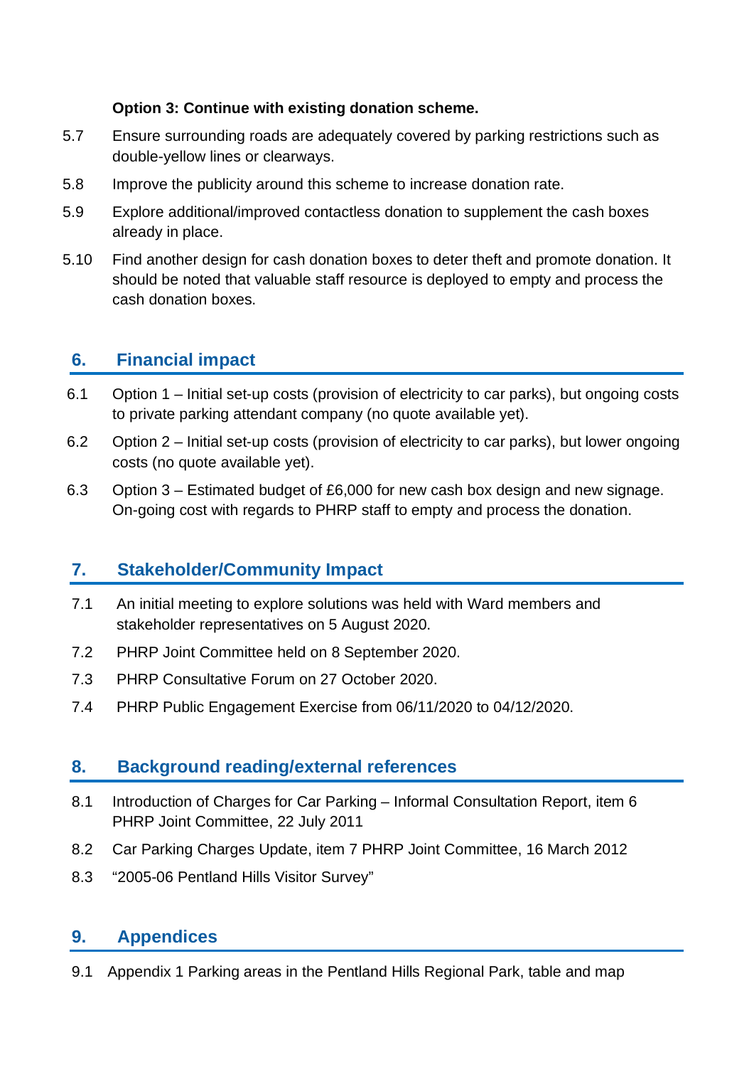**Option 3: Continue with existing donation scheme.**

5.7 Ensure surrounding roads are adequately covered by parking restrictions such as double-yellow lines or clearways.

5.8 Improve the publicity around this scheme to increase donation rate.

5.9 Explore additional/improved contactless donation to supplement the cash boxes already in place.

5.10 Find another design for cash donation boxes to deter theft and promote donation. It should be noted that valuable staff resource is deployed to empty and process the cash donation boxes.

## 6. Financial impact

6.1 Option 1 – Initial set-up costs (provision of electricity to car parks), but ongoing costs to private parking attendant company (no quote available yet).

6.2 Option 2 – Initial set-up costs (provision of electricity to car parks), but lower ongoing costs (no quote available yet).

6.3 Option 3 – Estimated budget of £6,000 for new cash box design and new signage. On-going cost with regards to PHRP staff to empty and process the donation.

## 7. Stakeholder/Community Impact

7.1 An initial meeting to explore solutions was held with Ward members and stakeholder representatives on 5 August 2020.

7.2 PHRP Joint Committee held on 8 September 2020.

7.3 PHRP Consultative Forum on 27 October 2020.

7.4 PHRP Public Engagement Exercise from 06/11/2020 to 04/12/2020.

## 8. Background reading/external references

8.1 Introduction of Charges for Car Parking – Informal Consultation Report, item 6 PHRP Joint Committee, 22 July 2011

8.2 Car Parking Charges Update, item 7 PHRP Joint Committee, 16 March 2012

8.3 "2005-06 Pentland Hills Visitor Survey"

## 9. Appendices

9.1 Appendix 1 Parking areas in the Pentland Hills Regional Park, table and map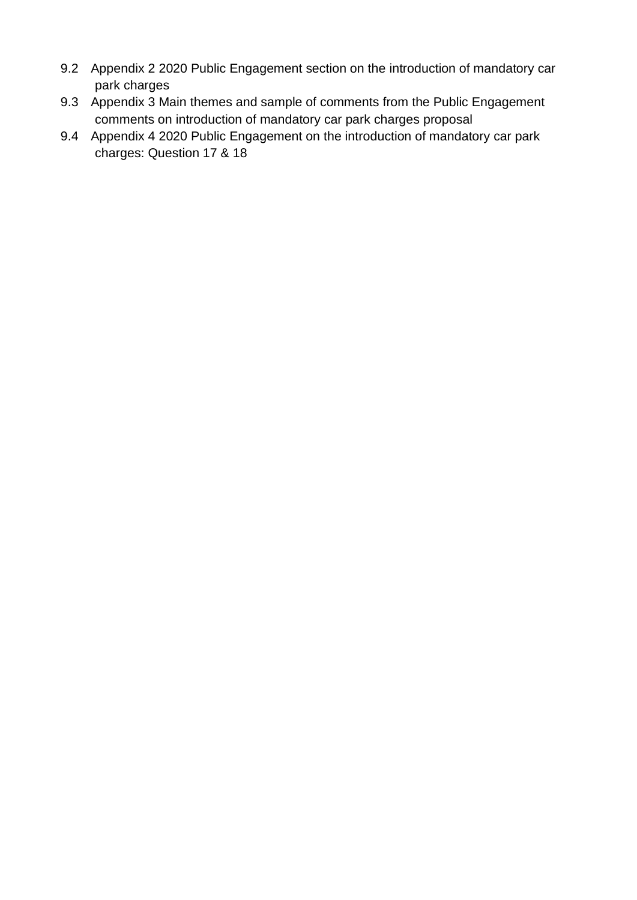9.2 Appendix 2 2020 Public Engagement section on the introduction of mandatory car park charges

9.3 Appendix 3 Main themes and sample of comments from the Public Engagement comments on introduction of mandatory car park charges proposal

9.4 Appendix 4 2020 Public Engagement on the introduction of mandatory car park charges: Question 17 & 18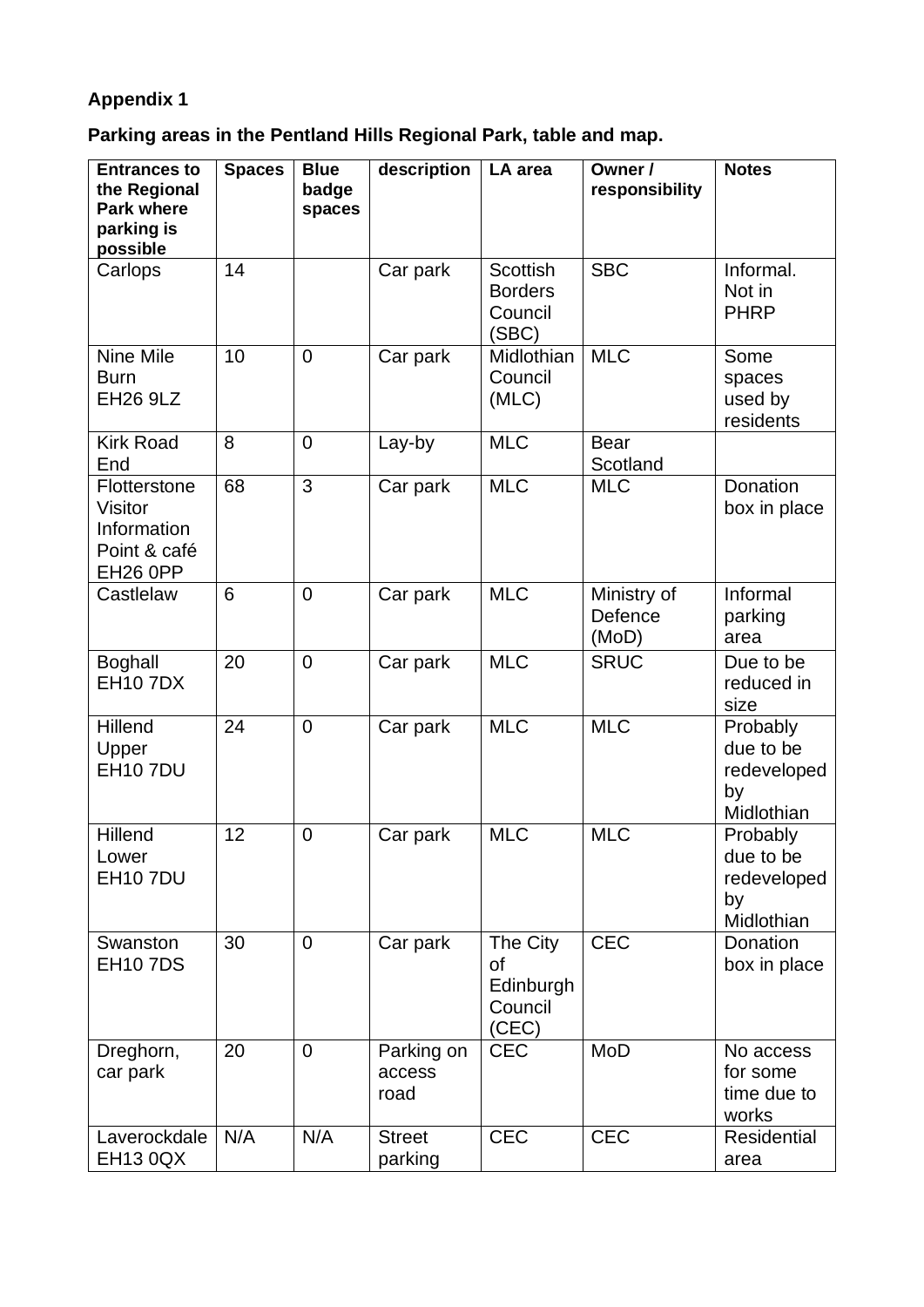**Appendix 1**

**Parking areas in the Pentland Hills Regional Park, table and map.**

| Entrances to the Regional Park where parking is possible | Spaces | Blue badge spaces | description | LA area | Owner / responsibility | Notes |
|---|---|---|---|---|---|---|
| Carlops | 14 | | Car park | Scottish Borders Council (SBC) | SBC | Informal. Not in PHRP |
| Nine Mile Burn EH26 9LZ | 10 | 0 | Car park | Midlothian Council (MLC) | MLC | Some spaces used by residents |
| Kirk Road End | 8 | 0 | Lay-by | MLC | Bear Scotland | |
| Flotterstone Visitor Information Point & café EH26 0PP | 68 | 3 | Car park | MLC | MLC | Donation box in place |
| Castlelaw | 6 | 0 | Car park | MLC | Ministry of Defence (MoD) | Informal parking area |
| Boghall EH10 7DX | 20 | 0 | Car park | MLC | SRUC | Due to be reduced in size |
| Hillend Upper EH10 7DU | 24 | 0 | Car park | MLC | MLC | Probably due to be redeveloped by Midlothian |
| Hillend Lower EH10 7DU | 12 | 0 | Car park | MLC | MLC | Probably due to be redeveloped by Midlothian |
| Swanston EH10 7DS | 30 | 0 | Car park | The City of Edinburgh Council (CEC) | CEC | Donation box in place |
| Dreghorn, car park | 20 | 0 | Parking on access road | CEC | MoD | No access for some time due to works |
| Laverockdale EH13 0QX | N/A | N/A | Street parking | CEC | CEC | Residential area |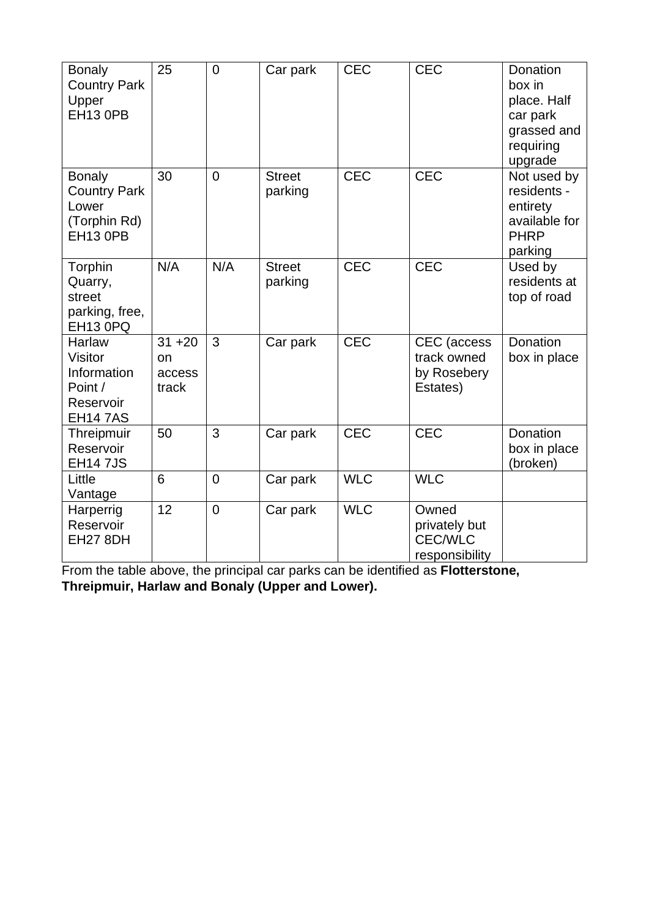| Bonaly Country Park Upper EH13 0PB | 25 | 0 | Car park | CEC | CEC | Donation box in place. Half car park grassed and requiring upgrade |
|---|---|---|---|---|---|---|
| Bonaly Country Park Lower (Torphin Rd) EH13 0PB | 30 | 0 | Street parking | CEC | CEC | Not used by residents - entirety available for PHRP parking |
| Torphin Quarry, street parking, free, EH13 0PQ | N/A | N/A | Street parking | CEC | CEC | Used by residents at top of road |
| Harlaw Visitor Information Point / Reservoir EH14 7AS | 31 +20 on access track | 3 | Car park | CEC | CEC (access track owned by Rosebery Estates) | Donation box in place |
| Threipmuir Reservoir EH14 7JS | 50 | 3 | Car park | CEC | CEC | Donation box in place (broken) |
| Little Vantage | 6 | 0 | Car park | WLC | WLC | |
| Harperrig Reservoir EH27 8DH | 12 | 0 | Car park | WLC | Owned privately but CEC/WLC responsibility | |

From the table above, the principal car parks can be identified as **Flotterstone, Threipmuir, Harlaw and Bonaly (Upper and Lower).**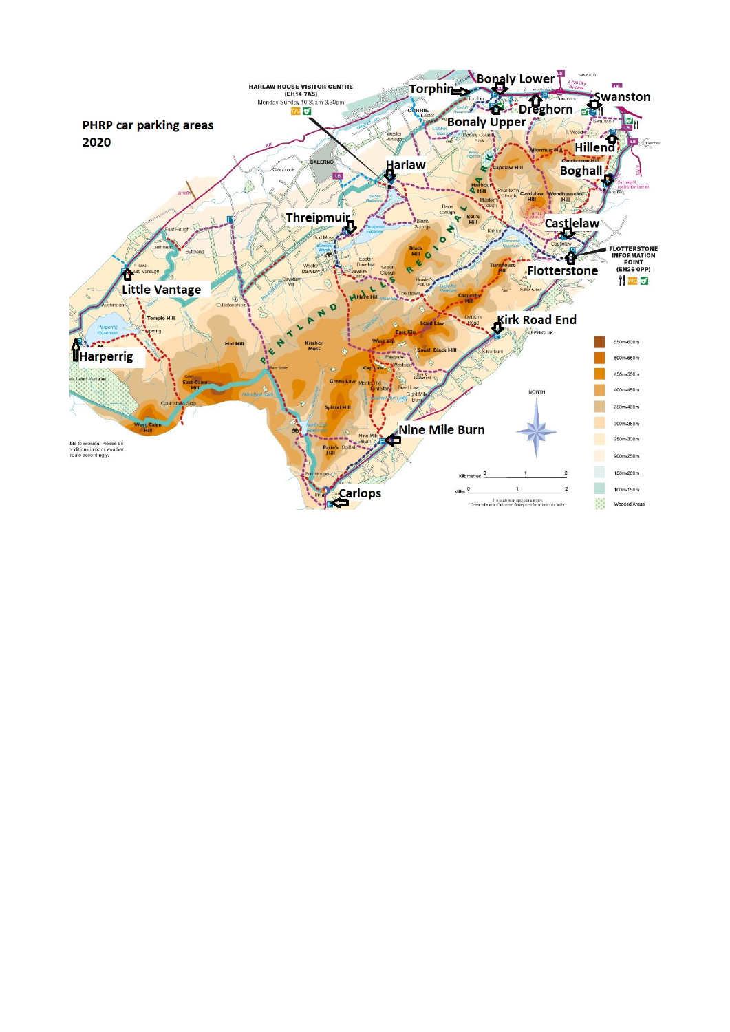**PHRP car parking areas 2020**

HARLAW HOUSE VISITOR CENTRE (EH14 7AS)
Monday-Sunday 10.30am-3.30pm

Torphin

Bonaly Lower

Dreghorn

Bonaly Upper

Swanston

Hillend

Boghall

Harlaw

Threipmuir

Castlelaw

FLOTTERSTONE INFORMATION POINT (EH26 0PP)

Flotterstone

Little Vantage

Harperrig

Kirk Road End

Nine Mile Burn

Carlops

PENTLAND HILLS REGIONAL PARK

NORTH

| |
|---|
| 550m-600m |
| 500m-550m |
| 450m-500m |
| 400m-450m |
| 350m-400m |
| 300m-350m |
| 250m-300m |
| 200m-250m |
| 150m-200m |
| 100m-150m |
| Wooded Areas |

Kilometres 0 1 2

Miles 0 1 2

The scale is an approximate only. Please refer to an Ordnance Survey map for an accurate scale.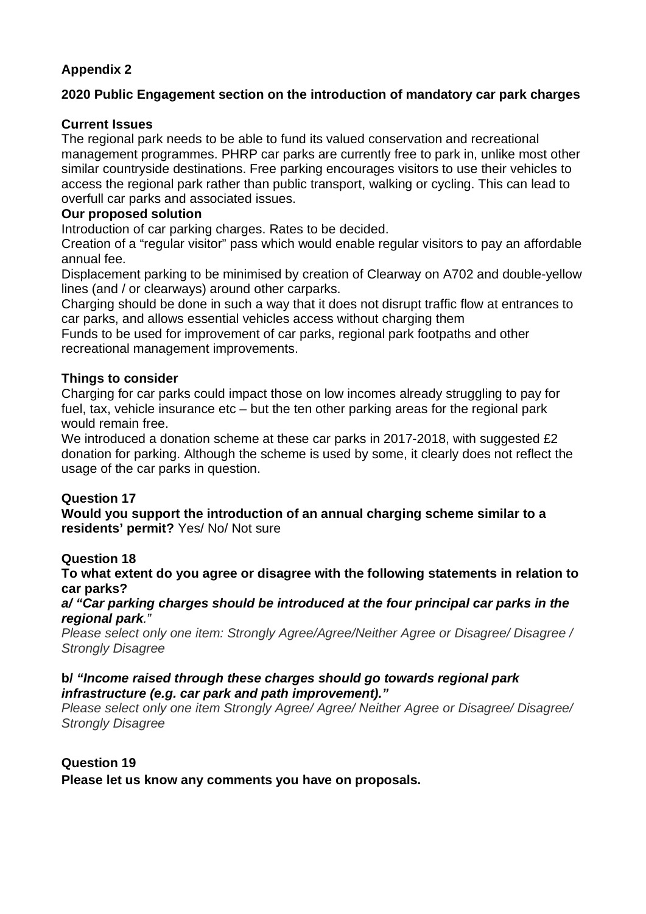**Appendix 2**

**2020 Public Engagement section on the introduction of mandatory car park charges**

**Current Issues**

The regional park needs to be able to fund its valued conservation and recreational management programmes. PHRP car parks are currently free to park in, unlike most other similar countryside destinations. Free parking encourages visitors to use their vehicles to access the regional park rather than public transport, walking or cycling. This can lead to overfull car parks and associated issues.

**Our proposed solution**

Introduction of car parking charges. Rates to be decided.

Creation of a "regular visitor" pass which would enable regular visitors to pay an affordable annual fee.

Displacement parking to be minimised by creation of Clearway on A702 and double-yellow lines (and / or clearways) around other carparks.

Charging should be done in such a way that it does not disrupt traffic flow at entrances to car parks, and allows essential vehicles access without charging them

Funds to be used for improvement of car parks, regional park footpaths and other recreational management improvements.

**Things to consider**

Charging for car parks could impact those on low incomes already struggling to pay for fuel, tax, vehicle insurance etc – but the ten other parking areas for the regional park would remain free.

We introduced a donation scheme at these car parks in 2017-2018, with suggested £2 donation for parking. Although the scheme is used by some, it clearly does not reflect the usage of the car parks in question.

**Question 17**

**Would you support the introduction of an annual charging scheme similar to a residents' permit?** Yes/ No/ Not sure

**Question 18**

**To what extent do you agree or disagree with the following statements in relation to car parks?**

***a/ "Car parking charges should be introduced at the four principal car parks in the regional park."***

*Please select only one item: Strongly Agree/Agree/Neither Agree or Disagree/ Disagree / Strongly Disagree*

**b/** ***"Income raised through these charges should go towards regional park infrastructure (e.g. car park and path improvement)."***

*Please select only one item Strongly Agree/ Agree/ Neither Agree or Disagree/ Disagree/ Strongly Disagree*

**Question 19**

**Please let us know any comments you have on proposals.**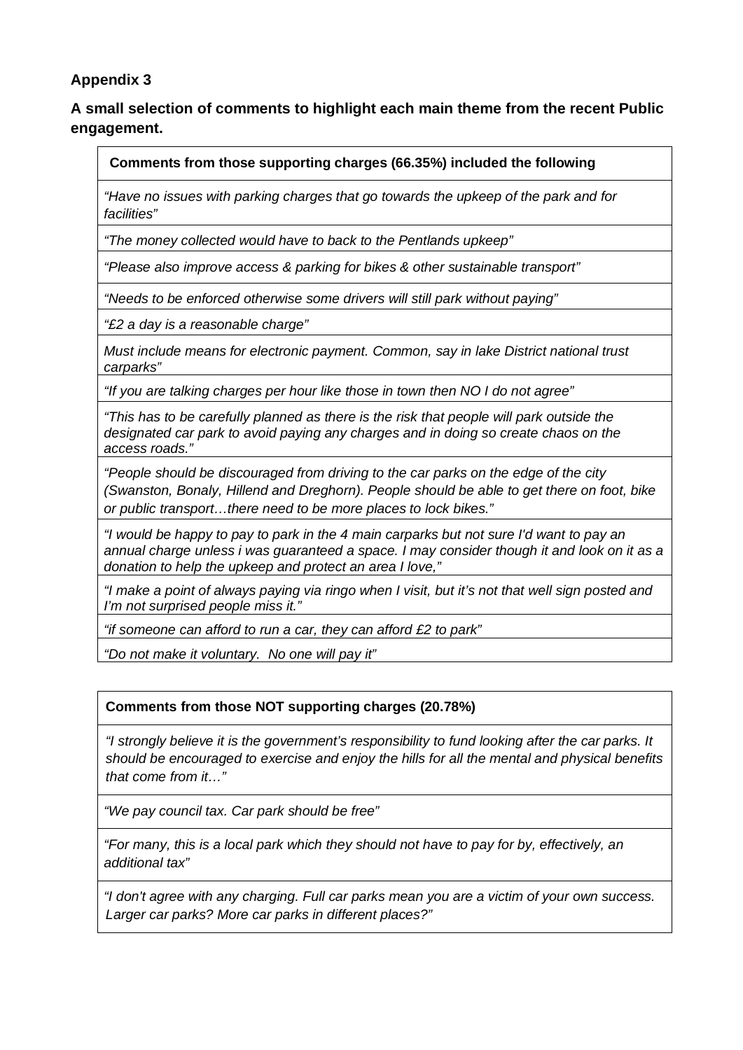**Appendix 3**

**A small selection of comments to highlight each main theme from the recent Public engagement.**

| **Comments from those supporting charges (66.35%) included the following** |
|---|
| *"Have no issues with parking charges that go towards the upkeep of the park and for facilities"* |
| *"The money collected would have to back to the Pentlands upkeep"* |
| *"Please also improve access & parking for bikes & other sustainable transport"* |
| *"Needs to be enforced otherwise some drivers will still park without paying"* |
| *"£2 a day is a reasonable charge"* |
| *Must include means for electronic payment. Common, say in lake District national trust carparks"* |
| *"If you are talking charges per hour like those in town then NO I do not agree"* |
| *"This has to be carefully planned as there is the risk that people will park outside the designated car park to avoid paying any charges and in doing so create chaos on the access roads."* |
| *"People should be discouraged from driving to the car parks on the edge of the city (Swanston, Bonaly, Hillend and Dreghorn). People should be able to get there on foot, bike or public transport…there need to be more places to lock bikes."* |
| *"I would be happy to pay to park in the 4 main carparks but not sure I'd want to pay an annual charge unless i was guaranteed a space. I may consider though it and look on it as a donation to help the upkeep and protect an area I love,"* |
| *"I make a point of always paying via ringo when I visit, but it's not that well sign posted and I'm not surprised people miss it."* |
| *"if someone can afford to run a car, they can afford £2 to park"* |
| *"Do not make it voluntary. No one will pay it"* |

| **Comments from those NOT supporting charges (20.78%)** |
|---|
| *"I strongly believe it is the government's responsibility to fund looking after the car parks. It should be encouraged to exercise and enjoy the hills for all the mental and physical benefits that come from it…"* |
| *"We pay council tax. Car park should be free"* |
| *"For many, this is a local park which they should not have to pay for by, effectively, an additional tax"* |
| *"I don't agree with any charging. Full car parks mean you are a victim of your own success. Larger car parks? More car parks in different places?"* |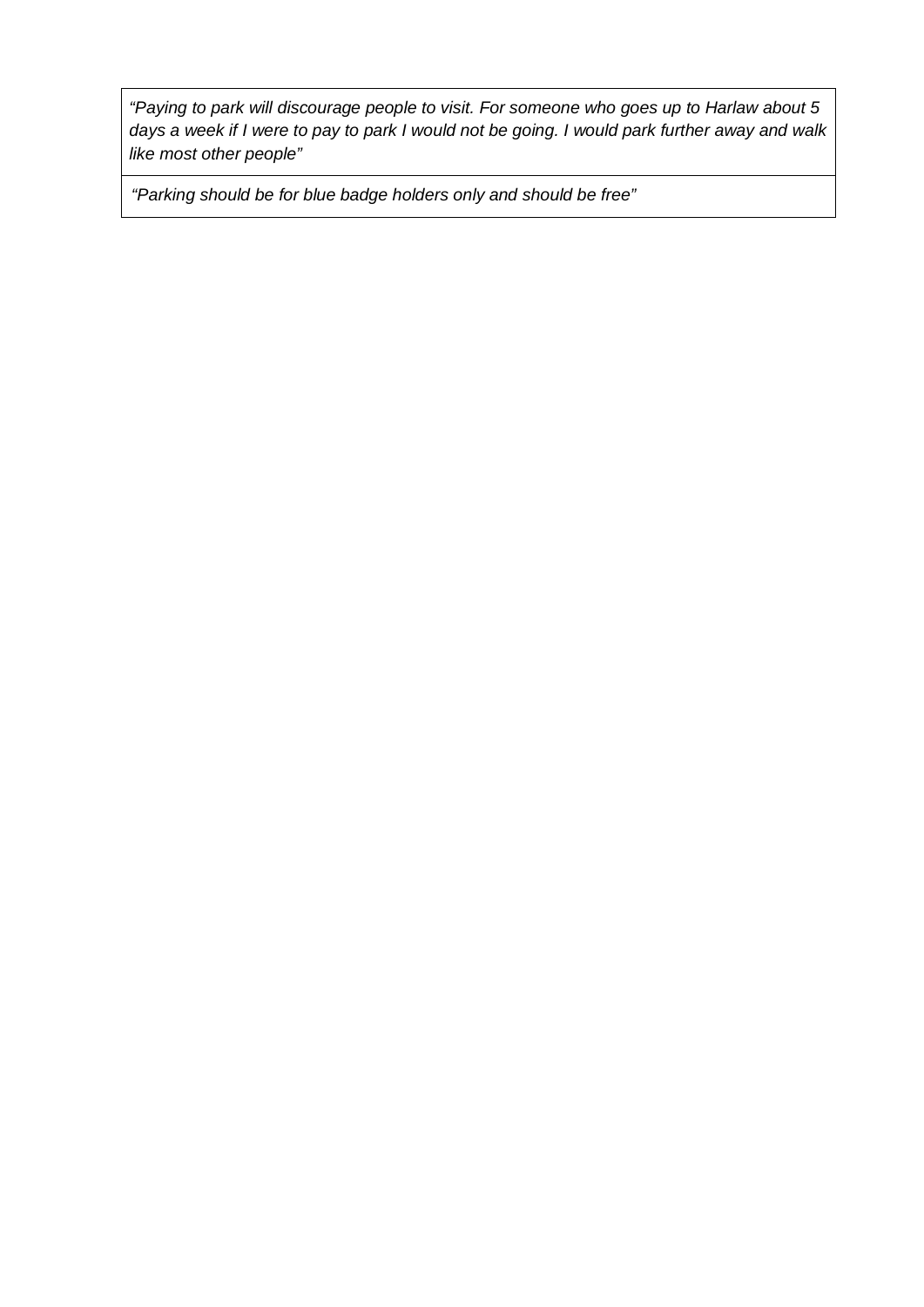| |
|---|
| *"Paying to park will discourage people to visit. For someone who goes up to Harlaw about 5 days a week if I were to pay to park I would not be going. I would park further away and walk like most other people"* |
| *"Parking should be for blue badge holders only and should be free"* |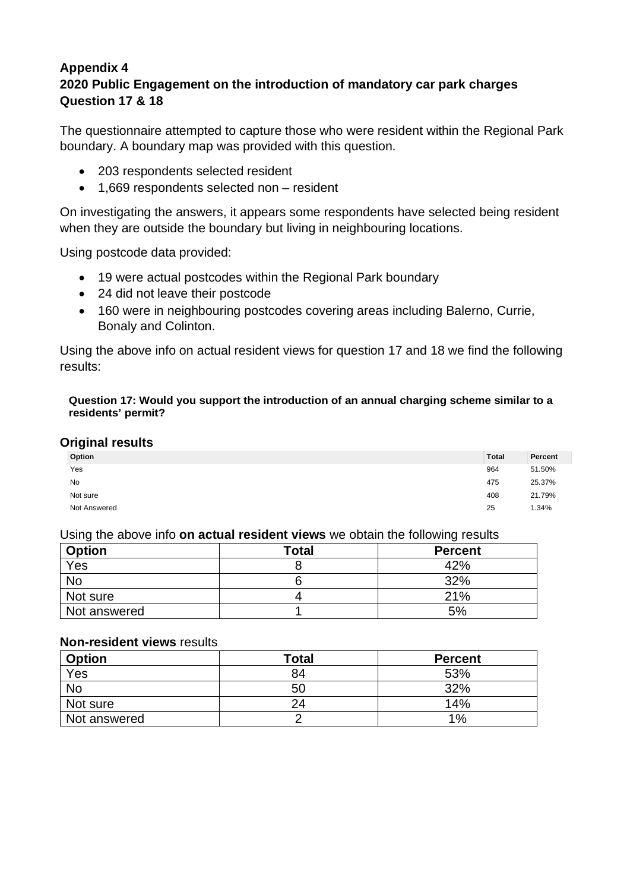**Appendix 4**
**2020 Public Engagement on the introduction of mandatory car park charges**
**Question 17 & 18**

The questionnaire attempted to capture those who were resident within the Regional Park boundary. A boundary map was provided with this question.

- 203 respondents selected resident
- 1,669 respondents selected non – resident

On investigating the answers, it appears some respondents have selected being resident when they are outside the boundary but living in neighbouring locations.

Using postcode data provided:

- 19 were actual postcodes within the Regional Park boundary
- 24 did not leave their postcode
- 160 were in neighbouring postcodes covering areas including Balerno, Currie, Bonaly and Colinton.

Using the above info on actual resident views for question 17 and 18 we find the following results:

**Question 17: Would you support the introduction of an annual charging scheme similar to a residents' permit?**

### Original results

| Option | Total | Percent |
|---|---|---|
| Yes | 964 | 51.50% |
| No | 475 | 25.37% |
| Not sure | 408 | 21.79% |
| Not Answered | 25 | 1.34% |

Using the above info **on actual resident views** we obtain the following results

| Option | Total | Percent |
|---|---|---|
| Yes | 8 | 42% |
| No | 6 | 32% |
| Not sure | 4 | 21% |
| Not answered | 1 | 5% |

**Non-resident views** results

| Option | Total | Percent |
|---|---|---|
| Yes | 84 | 53% |
| No | 50 | 32% |
| Not sure | 24 | 14% |
| Not answered | 2 | 1% |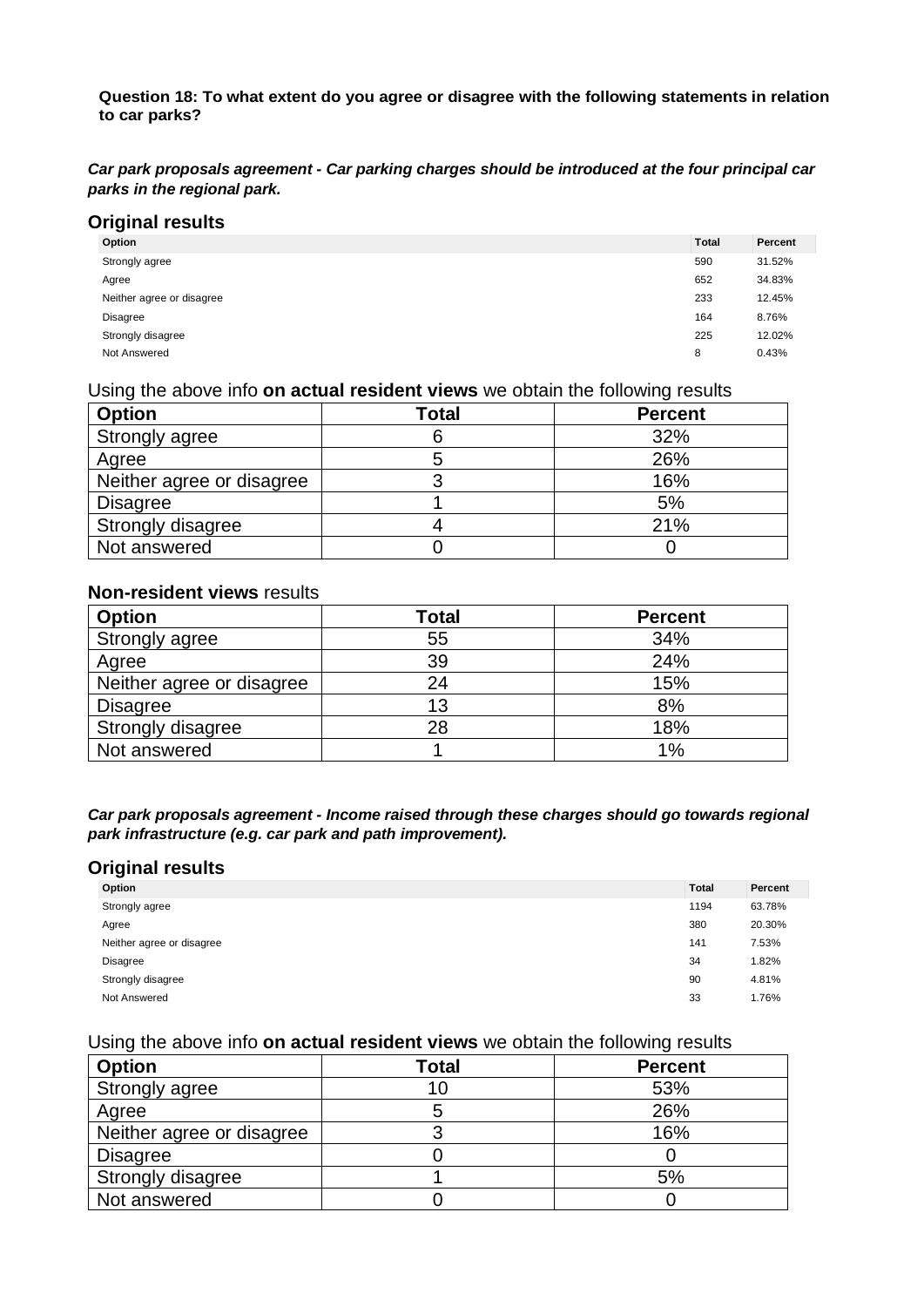**Question 18: To what extent do you agree or disagree with the following statements in relation to car parks?**

***Car park proposals agreement - Car parking charges should be introduced at the four principal car parks in the regional park.***

## Original results

| Option | Total | Percent |
|---|---|---|
| Strongly agree | 590 | 31.52% |
| Agree | 652 | 34.83% |
| Neither agree or disagree | 233 | 12.45% |
| Disagree | 164 | 8.76% |
| Strongly disagree | 225 | 12.02% |
| Not Answered | 8 | 0.43% |

Using the above info **on actual resident views** we obtain the following results

| Option | Total | Percent |
|---|---|---|
| Strongly agree | 6 | 32% |
| Agree | 5 | 26% |
| Neither agree or disagree | 3 | 16% |
| Disagree | 1 | 5% |
| Strongly disagree | 4 | 21% |
| Not answered | 0 | 0 |

**Non-resident views** results

| Option | Total | Percent |
|---|---|---|
| Strongly agree | 55 | 34% |
| Agree | 39 | 24% |
| Neither agree or disagree | 24 | 15% |
| Disagree | 13 | 8% |
| Strongly disagree | 28 | 18% |
| Not answered | 1 | 1% |

***Car park proposals agreement - Income raised through these charges should go towards regional park infrastructure (e.g. car park and path improvement).***

## Original results

| Option | Total | Percent |
|---|---|---|
| Strongly agree | 1194 | 63.78% |
| Agree | 380 | 20.30% |
| Neither agree or disagree | 141 | 7.53% |
| Disagree | 34 | 1.82% |
| Strongly disagree | 90 | 4.81% |
| Not Answered | 33 | 1.76% |

Using the above info **on actual resident views** we obtain the following results

| Option | Total | Percent |
|---|---|---|
| Strongly agree | 10 | 53% |
| Agree | 5 | 26% |
| Neither agree or disagree | 3 | 16% |
| Disagree | 0 | 0 |
| Strongly disagree | 1 | 5% |
| Not answered | 0 | 0 |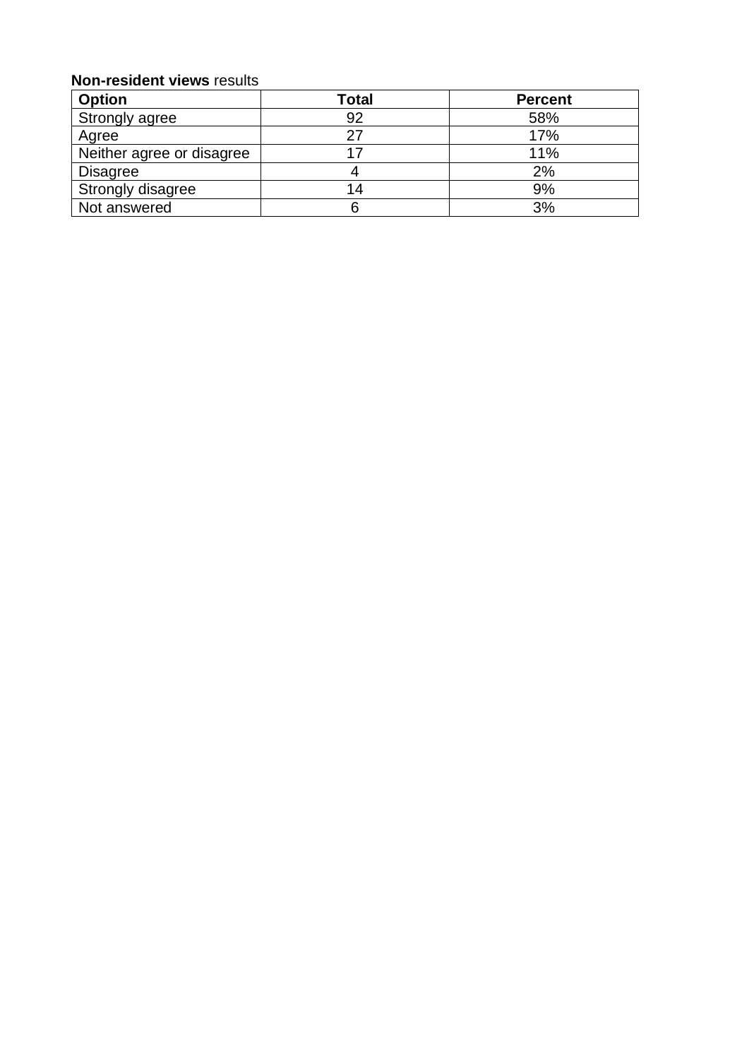**Non-resident views** results

| Option | Total | Percent |
|---|---|---|
| Strongly agree | 92 | 58% |
| Agree | 27 | 17% |
| Neither agree or disagree | 17 | 11% |
| Disagree | 4 | 2% |
| Strongly disagree | 14 | 9% |
| Not answered | 6 | 3% |